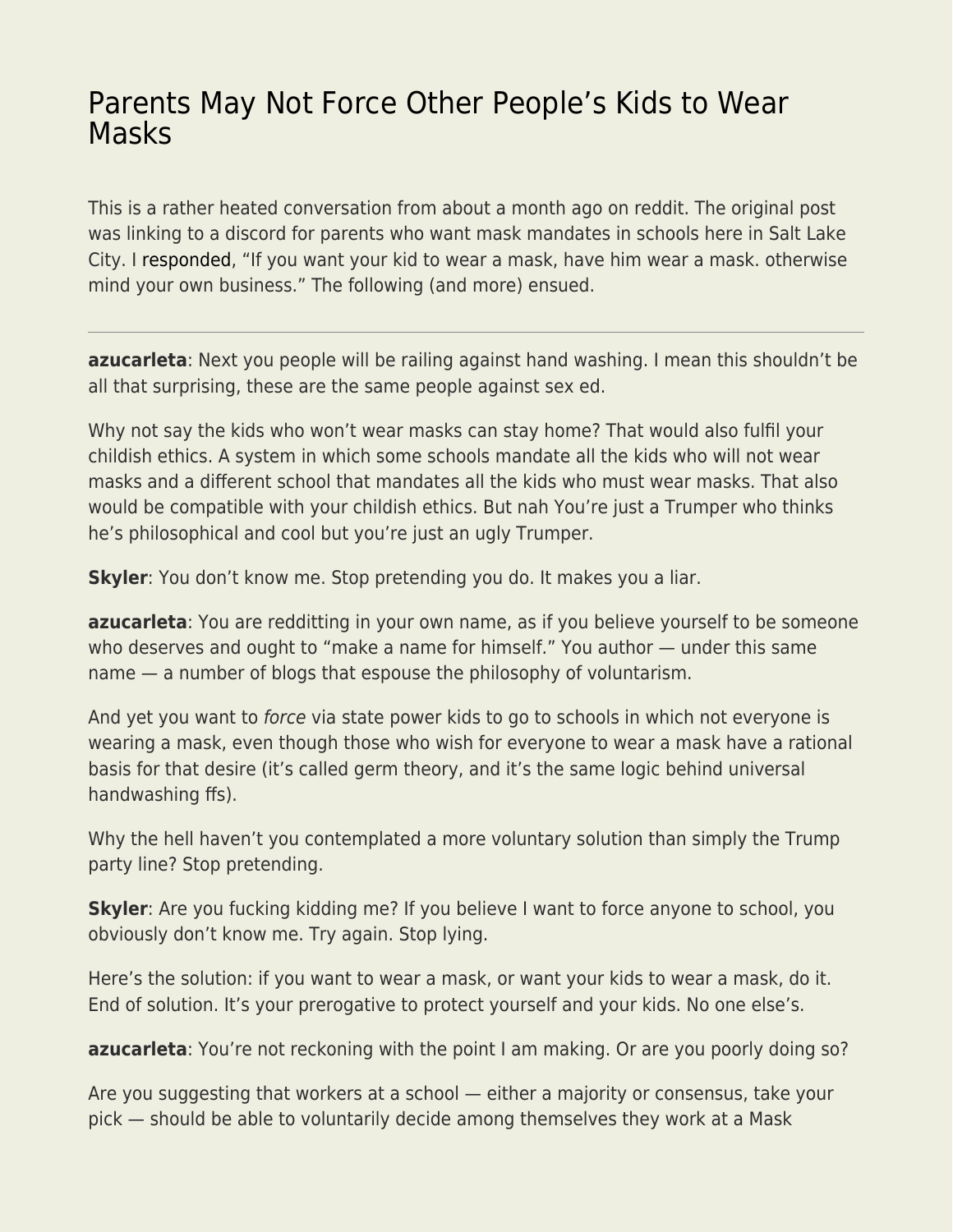# Parents May Not Force Other People's Kids to Wear Masks

This is a rather heated conversation from about a month ago on reddit. The original post was linking to a discord for parents who want mask mandates in schools here in Salt Lake City. I responded, "If you want your kid to wear a mask, have him wear a mask. otherwise mind your own business." The following (and more) ensued.

---

**azucarleta**: Next you people will be railing against hand washing. I mean this shouldn't be all that surprising, these are the same people against sex ed.

Why not say the kids who won't wear masks can stay home? That would also fulfil your childish ethics. A system in which some schools mandate all the kids who will not wear masks and a different school that mandates all the kids who must wear masks. That also would be compatible with your childish ethics. But nah You're just a Trumper who thinks he's philosophical and cool but you're just an ugly Trumper.

**Skyler**: You don't know me. Stop pretending you do. It makes you a liar.

**azucarleta**: You are redditting in your own name, as if you believe yourself to be someone who deserves and ought to "make a name for himself." You author — under this same name — a number of blogs that espouse the philosophy of voluntarism.

And yet you want to *force* via state power kids to go to schools in which not everyone is wearing a mask, even though those who wish for everyone to wear a mask have a rational basis for that desire (it's called germ theory, and it's the same logic behind universal handwashing ffs).

Why the hell haven't you contemplated a more voluntary solution than simply the Trump party line? Stop pretending.

**Skyler**: Are you fucking kidding me? If you believe I want to force anyone to school, you obviously don't know me. Try again. Stop lying.

Here's the solution: if you want to wear a mask, or want your kids to wear a mask, do it. End of solution. It's your prerogative to protect yourself and your kids. No one else's.

**azucarleta**: You're not reckoning with the point I am making. Or are you poorly doing so?

Are you suggesting that workers at a school — either a majority or consensus, take your pick — should be able to voluntarily decide among themselves they work at a Mask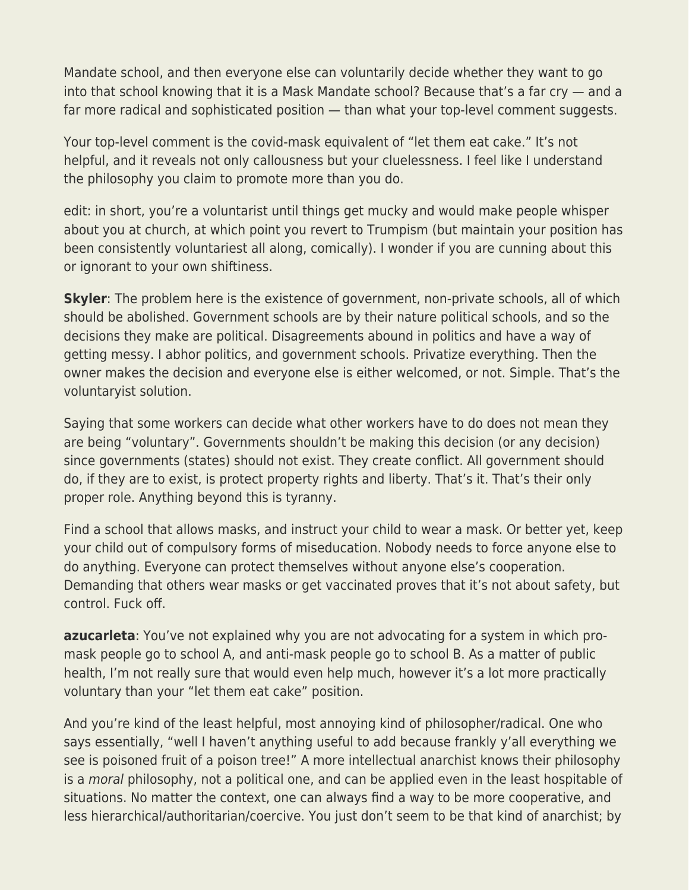Mandate school, and then everyone else can voluntarily decide whether they want to go into that school knowing that it is a Mask Mandate school? Because that's a far cry — and a far more radical and sophisticated position — than what your top-level comment suggests.

Your top-level comment is the covid-mask equivalent of "let them eat cake." It's not helpful, and it reveals not only callousness but your cluelessness. I feel like I understand the philosophy you claim to promote more than you do.

edit: in short, you're a voluntarist until things get mucky and would make people whisper about you at church, at which point you revert to Trumpism (but maintain your position has been consistently voluntariest all along, comically). I wonder if you are cunning about this or ignorant to your own shiftiness.

**Skyler**: The problem here is the existence of government, non-private schools, all of which should be abolished. Government schools are by their nature political schools, and so the decisions they make are political. Disagreements abound in politics and have a way of getting messy. I abhor politics, and government schools. Privatize everything. Then the owner makes the decision and everyone else is either welcomed, or not. Simple. That's the voluntaryist solution.

Saying that some workers can decide what other workers have to do does not mean they are being "voluntary". Governments shouldn't be making this decision (or any decision) since governments (states) should not exist. They create conflict. All government should do, if they are to exist, is protect property rights and liberty. That's it. That's their only proper role. Anything beyond this is tyranny.

Find a school that allows masks, and instruct your child to wear a mask. Or better yet, keep your child out of compulsory forms of miseducation. Nobody needs to force anyone else to do anything. Everyone can protect themselves without anyone else's cooperation. Demanding that others wear masks or get vaccinated proves that it's not about safety, but control. Fuck off.

**azucarleta**: You've not explained why you are not advocating for a system in which pro-mask people go to school A, and anti-mask people go to school B. As a matter of public health, I'm not really sure that would even help much, however it's a lot more practically voluntary than your "let them eat cake" position.

And you're kind of the least helpful, most annoying kind of philosopher/radical. One who says essentially, "well I haven't anything useful to add because frankly y'all everything we see is poisoned fruit of a poison tree!" A more intellectual anarchist knows their philosophy is a *moral* philosophy, not a political one, and can be applied even in the least hospitable of situations. No matter the context, one can always find a way to be more cooperative, and less hierarchical/authoritarian/coercive. You just don't seem to be that kind of anarchist; by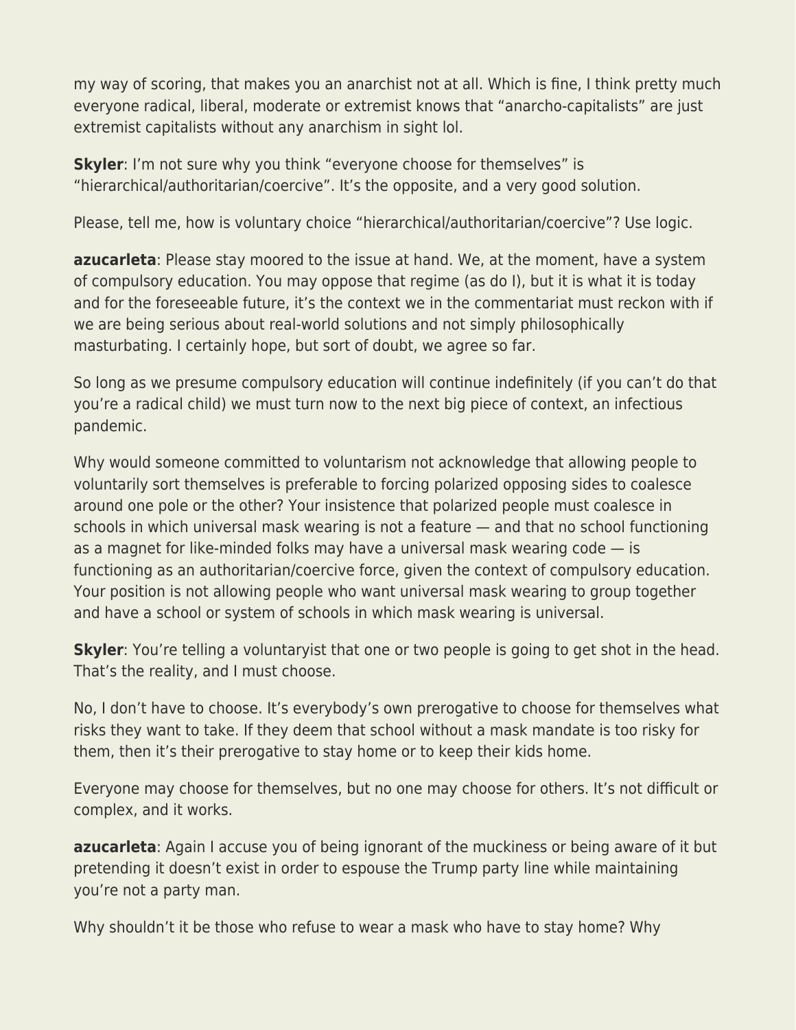my way of scoring, that makes you an anarchist not at all. Which is fine, I think pretty much everyone radical, liberal, moderate or extremist knows that "anarcho-capitalists" are just extremist capitalists without any anarchism in sight lol.

**Skyler**: I'm not sure why you think "everyone choose for themselves" is "hierarchical/authoritarian/coercive". It's the opposite, and a very good solution.

Please, tell me, how is voluntary choice "hierarchical/authoritarian/coercive"? Use logic.

**azucarleta**: Please stay moored to the issue at hand. We, at the moment, have a system of compulsory education. You may oppose that regime (as do I), but it is what it is today and for the foreseeable future, it's the context we in the commentariat must reckon with if we are being serious about real-world solutions and not simply philosophically masturbating. I certainly hope, but sort of doubt, we agree so far.

So long as we presume compulsory education will continue indefinitely (if you can't do that you're a radical child) we must turn now to the next big piece of context, an infectious pandemic.

Why would someone committed to voluntarism not acknowledge that allowing people to voluntarily sort themselves is preferable to forcing polarized opposing sides to coalesce around one pole or the other? Your insistence that polarized people must coalesce in schools in which universal mask wearing is not a feature — and that no school functioning as a magnet for like-minded folks may have a universal mask wearing code — is functioning as an authoritarian/coercive force, given the context of compulsory education. Your position is not allowing people who want universal mask wearing to group together and have a school or system of schools in which mask wearing is universal.

**Skyler**: You're telling a voluntaryist that one or two people is going to get shot in the head. That's the reality, and I must choose.

No, I don't have to choose. It's everybody's own prerogative to choose for themselves what risks they want to take. If they deem that school without a mask mandate is too risky for them, then it's their prerogative to stay home or to keep their kids home.

Everyone may choose for themselves, but no one may choose for others. It's not difficult or complex, and it works.

**azucarleta**: Again I accuse you of being ignorant of the muckiness or being aware of it but pretending it doesn't exist in order to espouse the Trump party line while maintaining you're not a party man.

Why shouldn't it be those who refuse to wear a mask who have to stay home? Why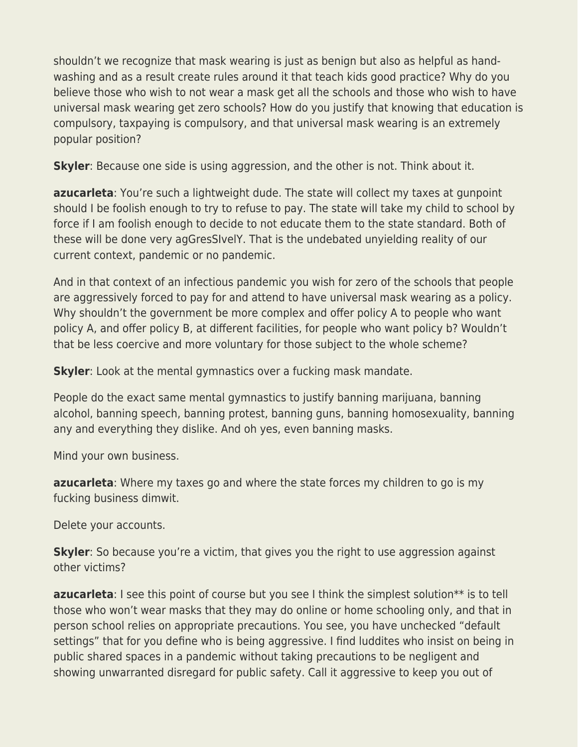shouldn't we recognize that mask wearing is just as benign but also as helpful as hand-washing and as a result create rules around it that teach kids good practice? Why do you believe those who wish to not wear a mask get all the schools and those who wish to have universal mask wearing get zero schools? How do you justify that knowing that education is compulsory, taxpaying is compulsory, and that universal mask wearing is an extremely popular position?

**Skyler**: Because one side is using aggression, and the other is not. Think about it.

**azucarleta**: You're such a lightweight dude. The state will collect my taxes at gunpoint should I be foolish enough to try to refuse to pay. The state will take my child to school by force if I am foolish enough to decide to not educate them to the state standard. Both of these will be done very agGresSIvelY. That is the undebated unyielding reality of our current context, pandemic or no pandemic.

And in that context of an infectious pandemic you wish for zero of the schools that people are aggressively forced to pay for and attend to have universal mask wearing as a policy. Why shouldn't the government be more complex and offer policy A to people who want policy A, and offer policy B, at different facilities, for people who want policy b? Wouldn't that be less coercive and more voluntary for those subject to the whole scheme?

**Skyler**: Look at the mental gymnastics over a fucking mask mandate.

People do the exact same mental gymnastics to justify banning marijuana, banning alcohol, banning speech, banning protest, banning guns, banning homosexuality, banning any and everything they dislike. And oh yes, even banning masks.

Mind your own business.

**azucarleta**: Where my taxes go and where the state forces my children to go is my fucking business dimwit.

Delete your accounts.

**Skyler**: So because you're a victim, that gives you the right to use aggression against other victims?

**azucarleta**: I see this point of course but you see I think the simplest solution** is to tell those who won't wear masks that they may do online or home schooling only, and that in person school relies on appropriate precautions. You see, you have unchecked "default settings" that for you define who is being aggressive. I find luddites who insist on being in public shared spaces in a pandemic without taking precautions to be negligent and showing unwarranted disregard for public safety. Call it aggressive to keep you out of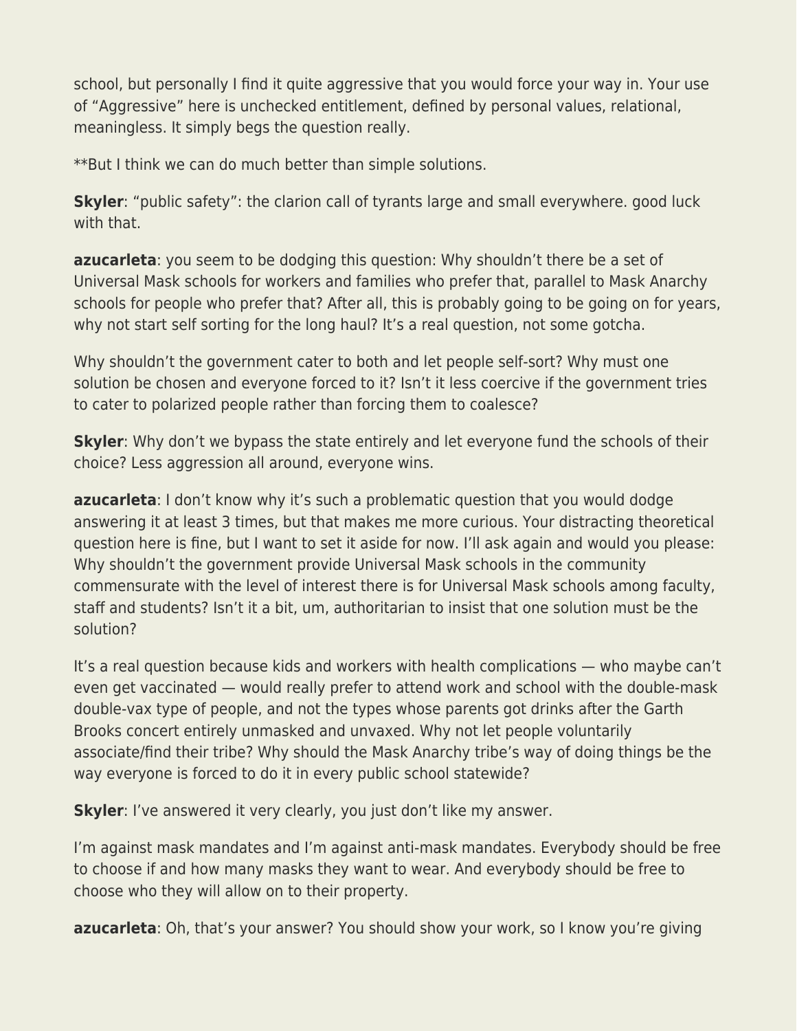school, but personally I find it quite aggressive that you would force your way in. Your use of "Aggressive" here is unchecked entitlement, defined by personal values, relational, meaningless. It simply begs the question really.

**But I think we can do much better than simple solutions.

**Skyler**: "public safety": the clarion call of tyrants large and small everywhere. good luck with that.

**azucarleta**: you seem to be dodging this question: Why shouldn't there be a set of Universal Mask schools for workers and families who prefer that, parallel to Mask Anarchy schools for people who prefer that? After all, this is probably going to be going on for years, why not start self sorting for the long haul? It's a real question, not some gotcha.

Why shouldn't the government cater to both and let people self-sort? Why must one solution be chosen and everyone forced to it? Isn't it less coercive if the government tries to cater to polarized people rather than forcing them to coalesce?

**Skyler**: Why don't we bypass the state entirely and let everyone fund the schools of their choice? Less aggression all around, everyone wins.

**azucarleta**: I don't know why it's such a problematic question that you would dodge answering it at least 3 times, but that makes me more curious. Your distracting theoretical question here is fine, but I want to set it aside for now. I'll ask again and would you please: Why shouldn't the government provide Universal Mask schools in the community commensurate with the level of interest there is for Universal Mask schools among faculty, staff and students? Isn't it a bit, um, authoritarian to insist that one solution must be the solution?

It's a real question because kids and workers with health complications — who maybe can't even get vaccinated — would really prefer to attend work and school with the double-mask double-vax type of people, and not the types whose parents got drinks after the Garth Brooks concert entirely unmasked and unvaxed. Why not let people voluntarily associate/find their tribe? Why should the Mask Anarchy tribe's way of doing things be the way everyone is forced to do it in every public school statewide?

**Skyler**: I've answered it very clearly, you just don't like my answer.

I'm against mask mandates and I'm against anti-mask mandates. Everybody should be free to choose if and how many masks they want to wear. And everybody should be free to choose who they will allow on to their property.

**azucarleta**: Oh, that's your answer? You should show your work, so I know you're giving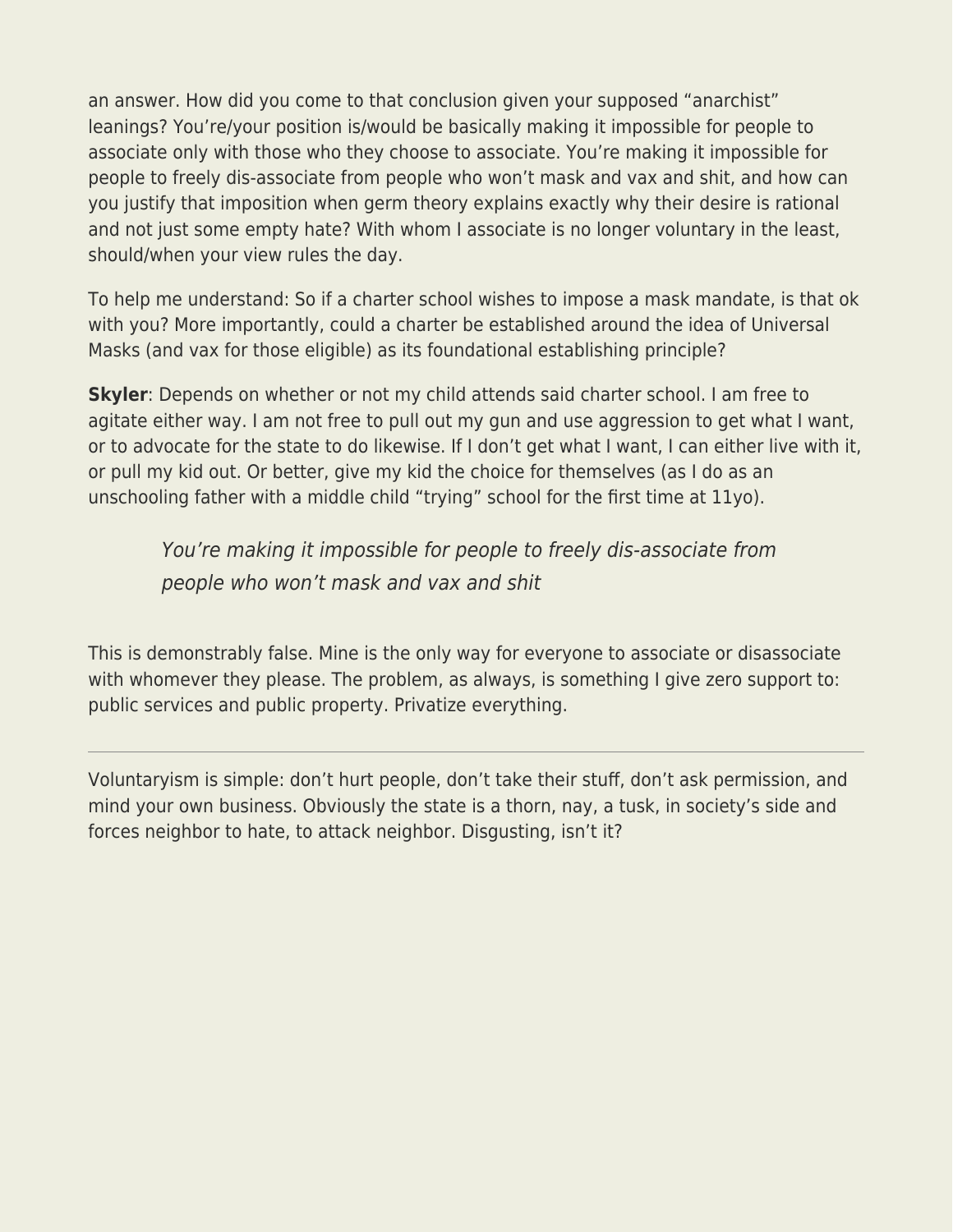an answer. How did you come to that conclusion given your supposed “anarchist” leanings? You’re/your position is/would be basically making it impossible for people to associate only with those who they choose to associate. You’re making it impossible for people to freely dis-associate from people who won’t mask and vax and shit, and how can you justify that imposition when germ theory explains exactly why their desire is rational and not just some empty hate? With whom I associate is no longer voluntary in the least, should/when your view rules the day.

To help me understand: So if a charter school wishes to impose a mask mandate, is that ok with you? More importantly, could a charter be established around the idea of Universal Masks (and vax for those eligible) as its foundational establishing principle?

**Skyler**: Depends on whether or not my child attends said charter school. I am free to agitate either way. I am not free to pull out my gun and use aggression to get what I want, or to advocate for the state to do likewise. If I don’t get what I want, I can either live with it, or pull my kid out. Or better, give my kid the choice for themselves (as I do as an unschooling father with a middle child “trying” school for the first time at 11yo).

> *You’re making it impossible for people to freely dis-associate from people who won’t mask and vax and shit*

This is demonstrably false. Mine is the only way for everyone to associate or disassociate with whomever they please. The problem, as always, is something I give zero support to: public services and public property. Privatize everything.

---

Voluntaryism is simple: don’t hurt people, don’t take their stuff, don’t ask permission, and mind your own business. Obviously the state is a thorn, nay, a tusk, in society’s side and forces neighbor to hate, to attack neighbor. Disgusting, isn’t it?